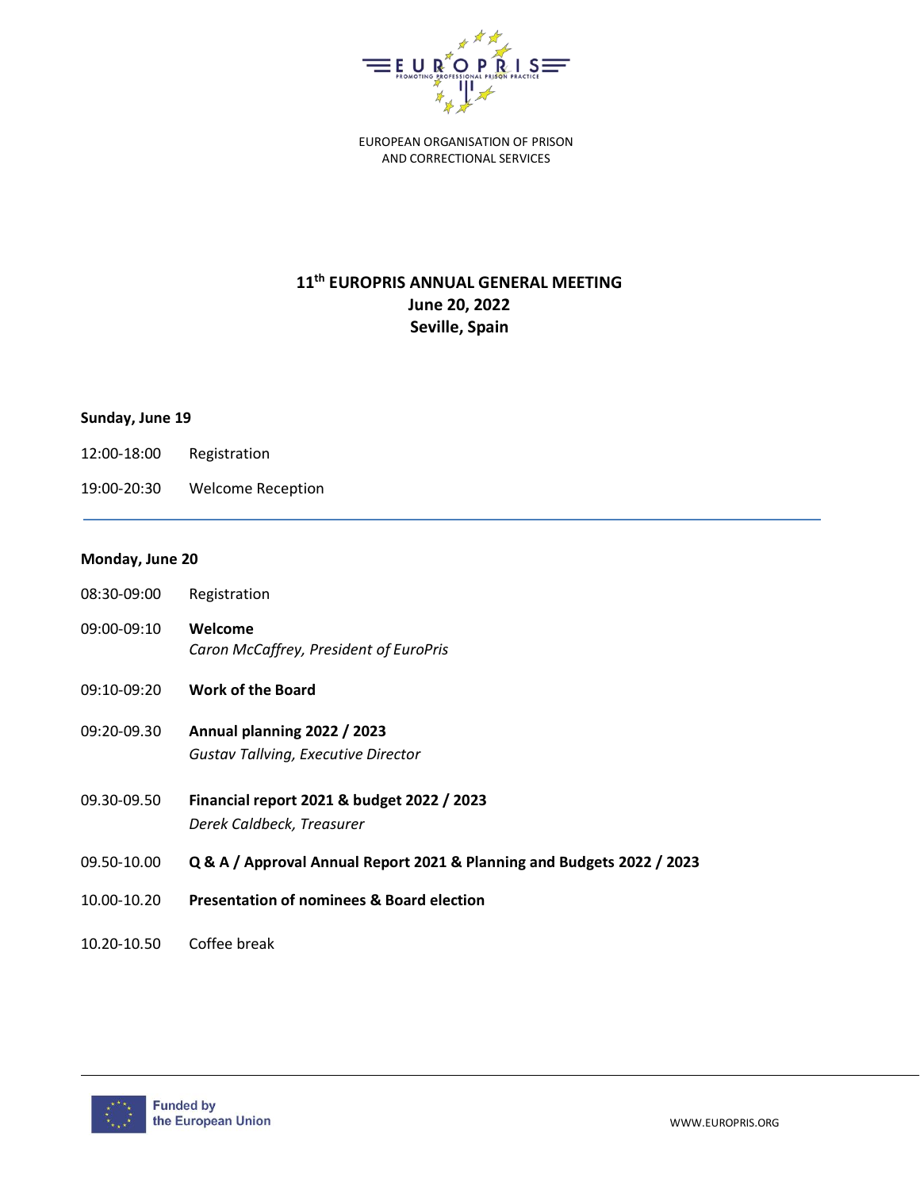EUROPEAN ORGANISATION OF PRISON AND CORRECTIONAL SERVICES

# 11th EUROPRIS ANNUAL GENERAL MEETING
## June 20, 2022
## Seville, Spain

**Sunday, June 19**

12:00-18:00 Registration

19:00-20:30 Welcome Reception

---

**Monday, June 20**

08:30-09:00 Registration

09:00-09:10 **Welcome**
*Caron McCaffrey, President of EuroPris*

09:10-09:20 **Work of the Board**

09:20-09.30 **Annual planning 2022 / 2023**
*Gustav Tallving, Executive Director*

09.30-09.50 **Financial report 2021 & budget 2022 / 2023**
*Derek Caldbeck, Treasurer*

09.50-10.00 **Q & A / Approval Annual Report 2021 & Planning and Budgets 2022 / 2023**

10.00-10.20 **Presentation of nominees & Board election**

10.20-10.50 Coffee break

Funded by the European Union

WWW.EUROPRIS.ORG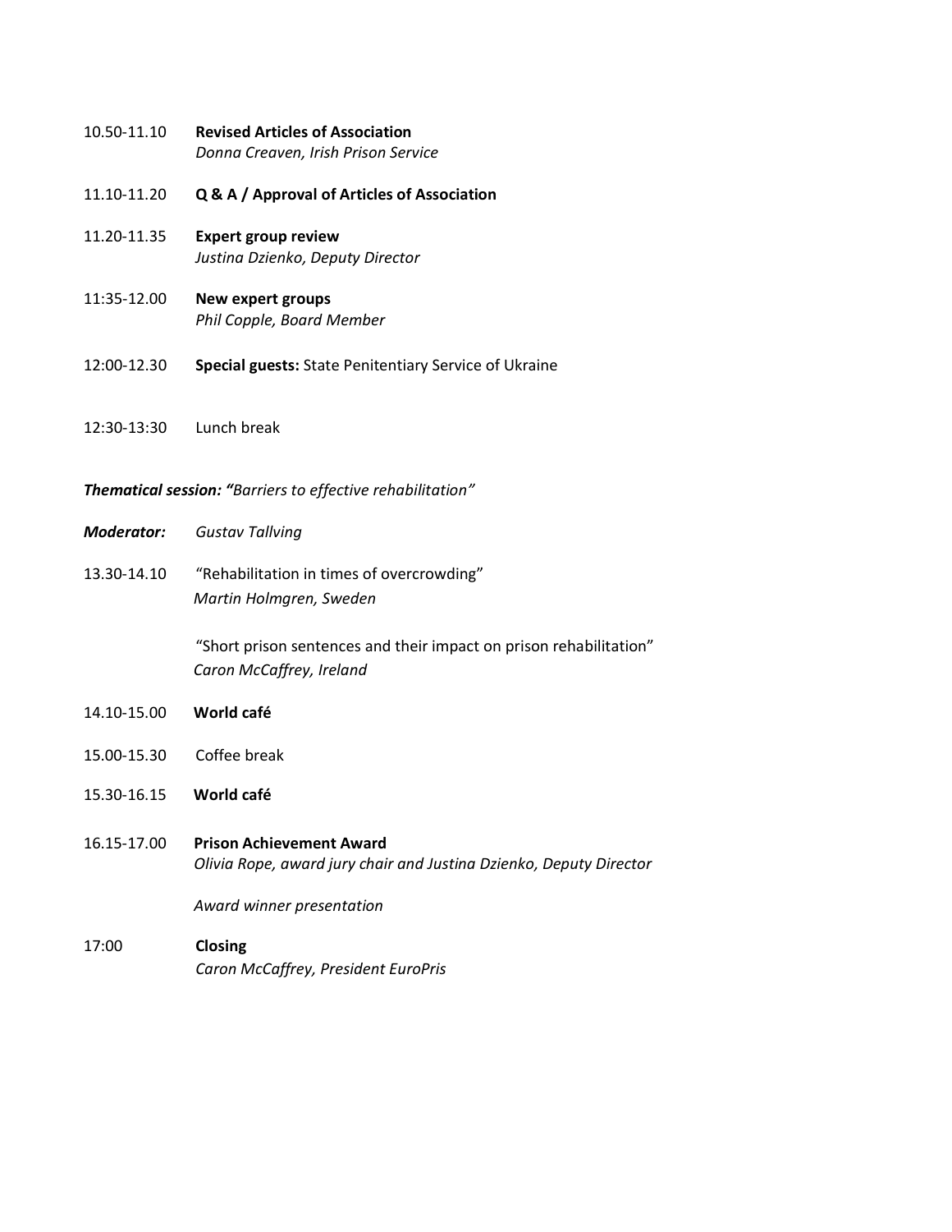10.50-11.10 **Revised Articles of Association**
*Donna Creaven, Irish Prison Service*

11.10-11.20 **Q & A / Approval of Articles of Association**

11.20-11.35 **Expert group review**
*Justina Dzienko, Deputy Director*

11:35-12.00 **New expert groups**
*Phil Copple, Board Member*

12:00-12.30 **Special guests:** State Penitentiary Service of Ukraine

12:30-13:30 Lunch break

***Thematical session: "**Barriers to effective rehabilitation"*

***Moderator:*** *Gustav Tallving*

13.30-14.10 "Rehabilitation in times of overcrowding"
*Martin Holmgren, Sweden*

"Short prison sentences and their impact on prison rehabilitation"
*Caron McCaffrey, Ireland*

14.10-15.00 **World café**

15.00-15.30 Coffee break

15.30-16.15 **World café**

16.15-17.00 **Prison Achievement Award**
*Olivia Rope, award jury chair and Justina Dzienko, Deputy Director*

*Award winner presentation*

17:00 **Closing**
*Caron McCaffrey, President EuroPris*